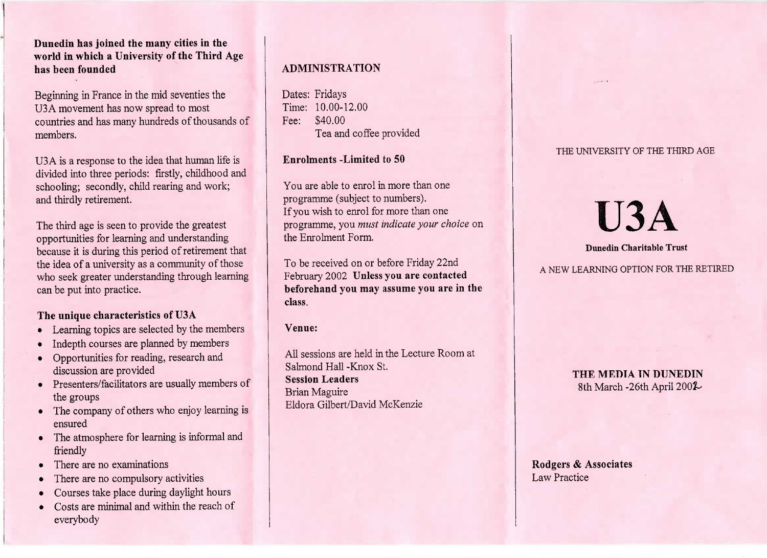**Dunedin has joined the many cities in the world in which a University of the Third Age has been founded**

Beginning in France in the mid seventies the U3A movement has now spread to most countries and has many hundreds of thousands of members.

U3A is a response to the idea that human life is divided into three periods: firstly, childhood and schooling; secondly, child rearing and work; and thirdly retirement.

The third age is seen to provide the greatest opportunities for learning and understanding because it is during this period of retirement that the idea of a university as a community of those who seek greater understanding through learning can be put into practice.

### The unique characteristics of U3A

- Learning topics are selected by the members
- Indepth courses are planned by members
- Opportunities for reading, research and discussion are provided
- Presenters/facilitators are usually members of the groups
- The company of others who enjoy learning is ensured
- The atmosphere for learning is informal and friendly
- There are no examinations
- There are no compulsory activities
- Courses take place during daylight hours
- Costs are minimal and within the reach of everybody

## ADMINISTRATION

Dates: Fridays
Time: 10.00-12.00
Fee: $40.00
Tea and coffee provided

**Enrolments -Limited to 50**

You are able to enrol in more than one programme (subject to numbers).
If you wish to enrol for more than one programme, you *must indicate your choice* on the Enrolment Form.

To be received on or before Friday 22nd February 2002 **Unless you are contacted beforehand you may assume you are in the class.**

**Venue:**

All sessions are held in the Lecture Room at Salmond Hall -Knox St.
**Session Leaders**
Brian Maguire
Eldora Gilbert/David McKenzie

THE UNIVERSITY OF THE THIRD AGE

# U3A

**Dunedin Charitable Trust**

A NEW LEARNING OPTION FOR THE RETIRED

**THE MEDIA IN DUNEDIN**
8th March -26th April 2002

**Rodgers & Associates**
Law Practice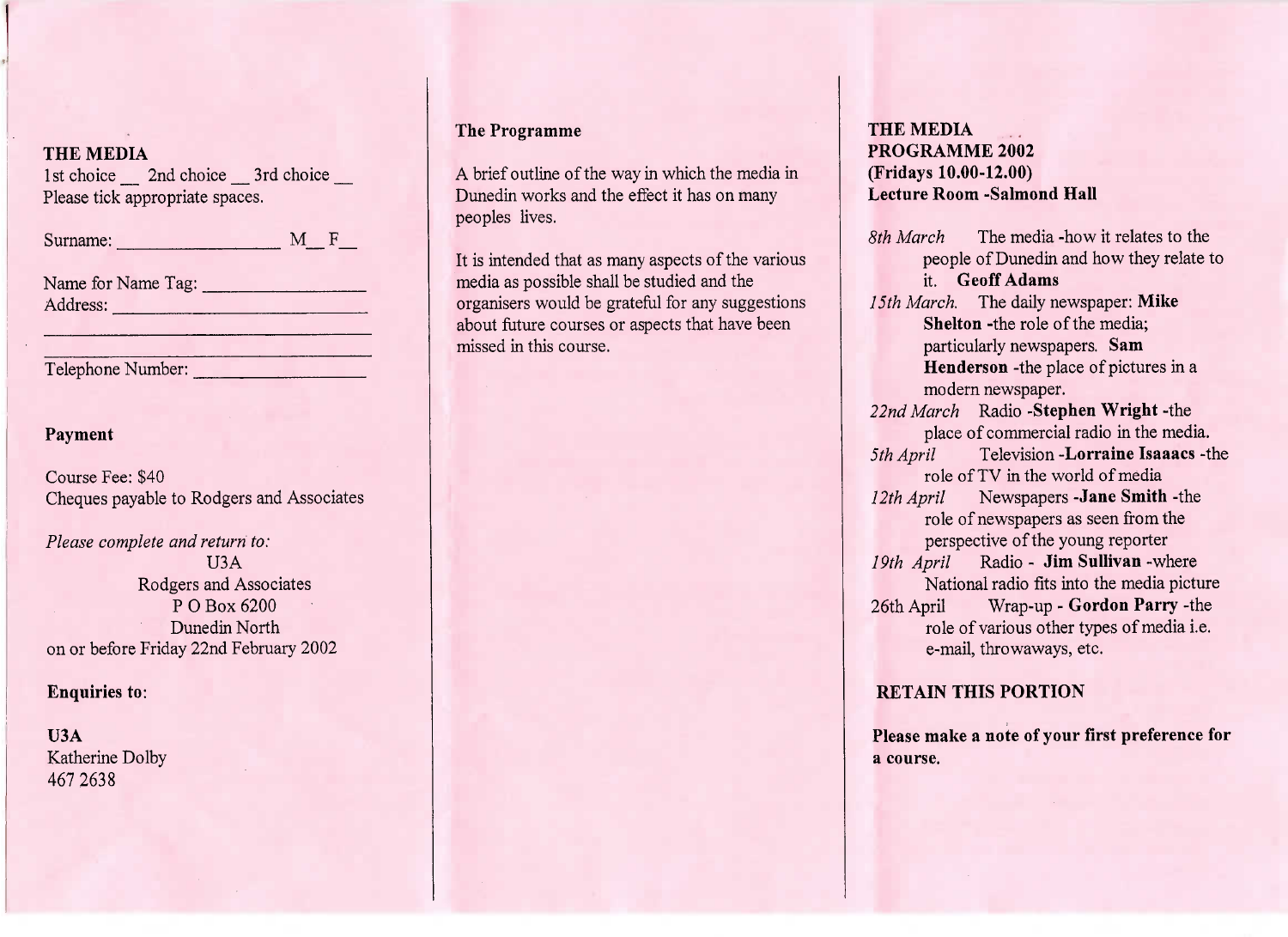**THE MEDIA**

1st choice __ 2nd choice __ 3rd choice __

Please tick appropriate spaces.

Surname: ________________ M__ F__

Name for Name Tag: ________________

Address: ____________________________

____________________________________

____________________________________

Telephone Number: ________________

**Payment**

Course Fee: $40

Cheques payable to Rodgers and Associates

*Please complete and return to:*

U3A
Rodgers and Associates
P O Box 6200
Dunedin North

on or before Friday 22nd February 2002

**Enquiries to:**

**U3A**
Katherine Dolby
467 2638

**The Programme**

A brief outline of the way in which the media in Dunedin works and the effect it has on many peoples lives.

It is intended that as many aspects of the various media as possible shall be studied and the organisers would be grateful for any suggestions about future courses or aspects that have been missed in this course.

**THE MEDIA**
**PROGRAMME 2002**
**(Fridays 10.00-12.00)**
**Lecture Room -Salmond Hall**

*8th March* The media -how it relates to the people of Dunedin and how they relate to it. **Geoff Adams**

*15th March.* The daily newspaper: **Mike Shelton** -the role of the media; particularly newspapers. **Sam Henderson** -the place of pictures in a modern newspaper.

*22nd March* Radio -**Stephen Wright** -the place of commercial radio in the media.

*5th April* Television -**Lorraine Isaaacs** -the role of TV in the world of media

*12th April* Newspapers -**Jane Smith** -the role of newspapers as seen from the perspective of the young reporter

*19th April* Radio - **Jim Sullivan** -where National radio fits into the media picture

26th April Wrap-up - **Gordon Parry** -the role of various other types of media i.e. e-mail, throwaways, etc.

**RETAIN THIS PORTION**

**Please make a note of your first preference for a course.**